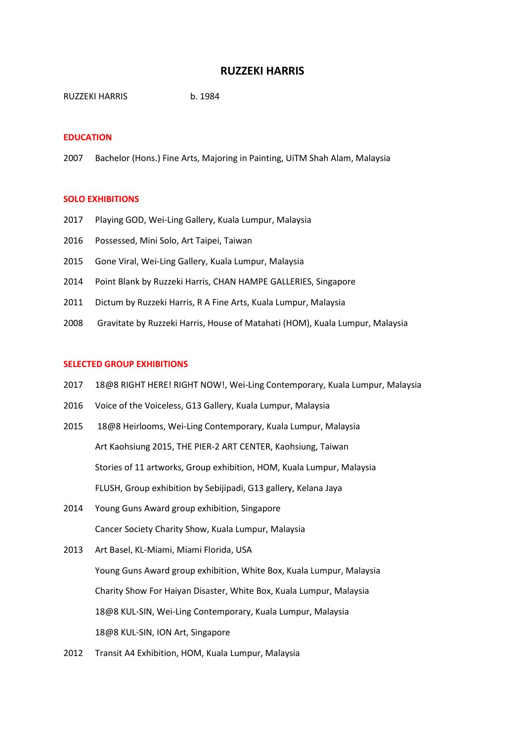# RUZZEKI HARRIS

RUZZEKI HARRIS b. 1984

## EDUCATION

2007 Bachelor (Hons.) Fine Arts, Majoring in Painting, UiTM Shah Alam, Malaysia

## SOLO EXHIBITIONS

2017 Playing GOD, Wei-Ling Gallery, Kuala Lumpur, Malaysia

2016 Possessed, Mini Solo, Art Taipei, Taiwan

2015 Gone Viral, Wei-Ling Gallery, Kuala Lumpur, Malaysia

2014 Point Blank by Ruzzeki Harris, CHAN HAMPE GALLERIES, Singapore

2011 Dictum by Ruzzeki Harris, R A Fine Arts, Kuala Lumpur, Malaysia

2008 Gravitate by Ruzzeki Harris, House of Matahati (HOM), Kuala Lumpur, Malaysia

## SELECTED GROUP EXHIBITIONS

2017 18@8 RIGHT HERE! RIGHT NOW!, Wei-Ling Contemporary, Kuala Lumpur, Malaysia

2016 Voice of the Voiceless, G13 Gallery, Kuala Lumpur, Malaysia

2015 18@8 Heirlooms, Wei-Ling Contemporary, Kuala Lumpur, Malaysia

Art Kaohsiung 2015, THE PIER-2 ART CENTER, Kaohsiung, Taiwan

Stories of 11 artworks, Group exhibition, HOM, Kuala Lumpur, Malaysia

FLUSH, Group exhibition by Sebijipadi, G13 gallery, Kelana Jaya

2014 Young Guns Award group exhibition, Singapore

Cancer Society Charity Show, Kuala Lumpur, Malaysia

2013 Art Basel, KL-Miami, Miami Florida, USA

Young Guns Award group exhibition, White Box, Kuala Lumpur, Malaysia

Charity Show For Haiyan Disaster, White Box, Kuala Lumpur, Malaysia

18@8 KUL-SIN, Wei-Ling Contemporary, Kuala Lumpur, Malaysia

18@8 KUL-SIN, ION Art, Singapore

2012 Transit A4 Exhibition, HOM, Kuala Lumpur, Malaysia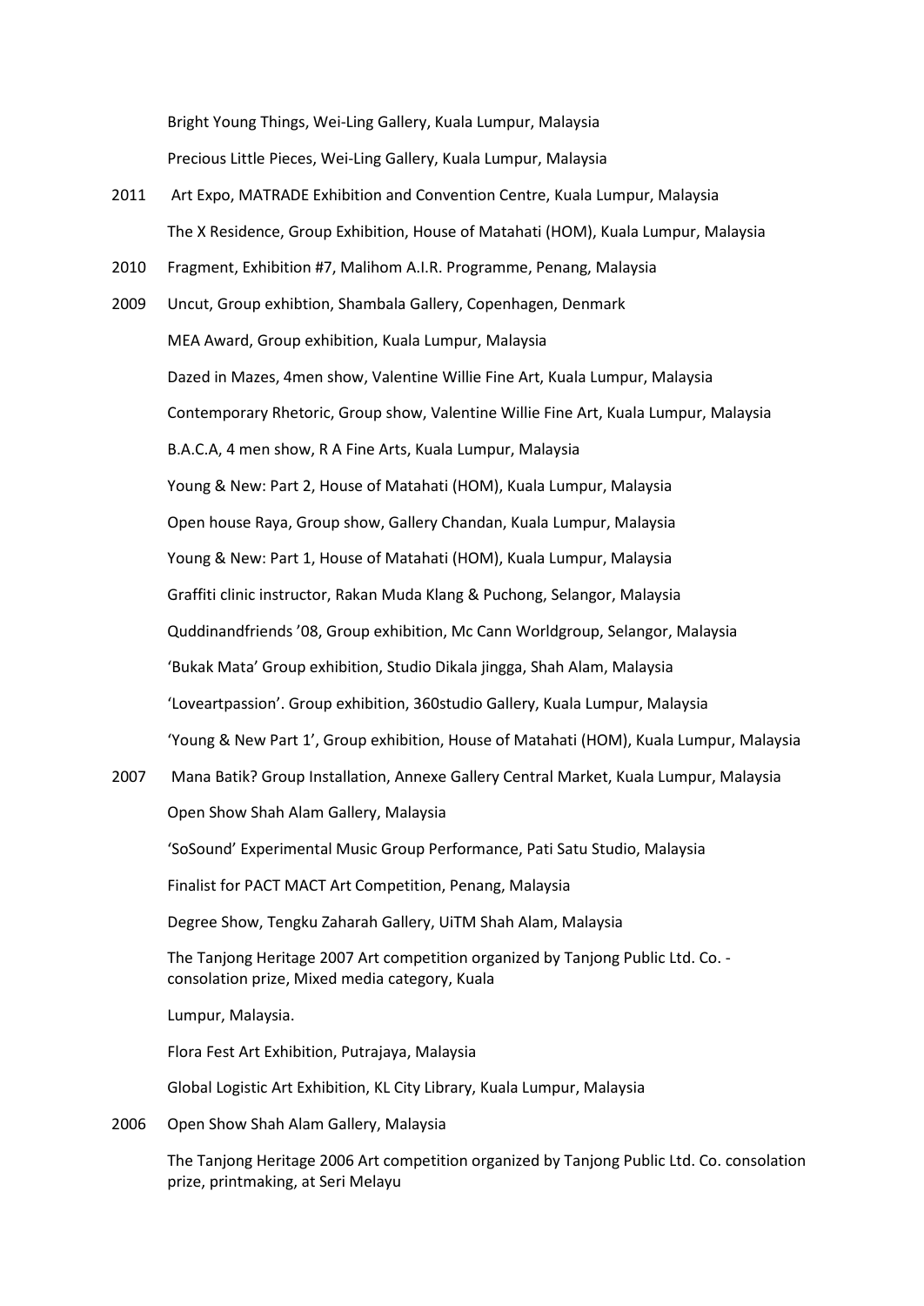Bright Young Things, Wei-Ling Gallery, Kuala Lumpur, Malaysia

Precious Little Pieces, Wei-Ling Gallery, Kuala Lumpur, Malaysia

2011 Art Expo, MATRADE Exhibition and Convention Centre, Kuala Lumpur, Malaysia

The X Residence, Group Exhibition, House of Matahati (HOM), Kuala Lumpur, Malaysia

2010 Fragment, Exhibition #7, Malihom A.I.R. Programme, Penang, Malaysia

2009 Uncut, Group exhibtion, Shambala Gallery, Copenhagen, Denmark

MEA Award, Group exhibition, Kuala Lumpur, Malaysia

Dazed in Mazes, 4men show, Valentine Willie Fine Art, Kuala Lumpur, Malaysia

Contemporary Rhetoric, Group show, Valentine Willie Fine Art, Kuala Lumpur, Malaysia

B.A.C.A, 4 men show, R A Fine Arts, Kuala Lumpur, Malaysia

Young & New: Part 2, House of Matahati (HOM), Kuala Lumpur, Malaysia

Open house Raya, Group show, Gallery Chandan, Kuala Lumpur, Malaysia

Young & New: Part 1, House of Matahati (HOM), Kuala Lumpur, Malaysia

Graffiti clinic instructor, Rakan Muda Klang & Puchong, Selangor, Malaysia

Quddinandfriends '08, Group exhibition, Mc Cann Worldgroup, Selangor, Malaysia

'Bukak Mata' Group exhibition, Studio Dikala jingga, Shah Alam, Malaysia

'Loveartpassion'. Group exhibition, 360studio Gallery, Kuala Lumpur, Malaysia

'Young & New Part 1', Group exhibition, House of Matahati (HOM), Kuala Lumpur, Malaysia

2007 Mana Batik? Group Installation, Annexe Gallery Central Market, Kuala Lumpur, Malaysia

Open Show Shah Alam Gallery, Malaysia

'SoSound' Experimental Music Group Performance, Pati Satu Studio, Malaysia

Finalist for PACT MACT Art Competition, Penang, Malaysia

Degree Show, Tengku Zaharah Gallery, UiTM Shah Alam, Malaysia

The Tanjong Heritage 2007 Art competition organized by Tanjong Public Ltd. Co. - consolation prize, Mixed media category, Kuala

Lumpur, Malaysia.

Flora Fest Art Exhibition, Putrajaya, Malaysia

Global Logistic Art Exhibition, KL City Library, Kuala Lumpur, Malaysia

2006 Open Show Shah Alam Gallery, Malaysia

The Tanjong Heritage 2006 Art competition organized by Tanjong Public Ltd. Co. consolation prize, printmaking, at Seri Melayu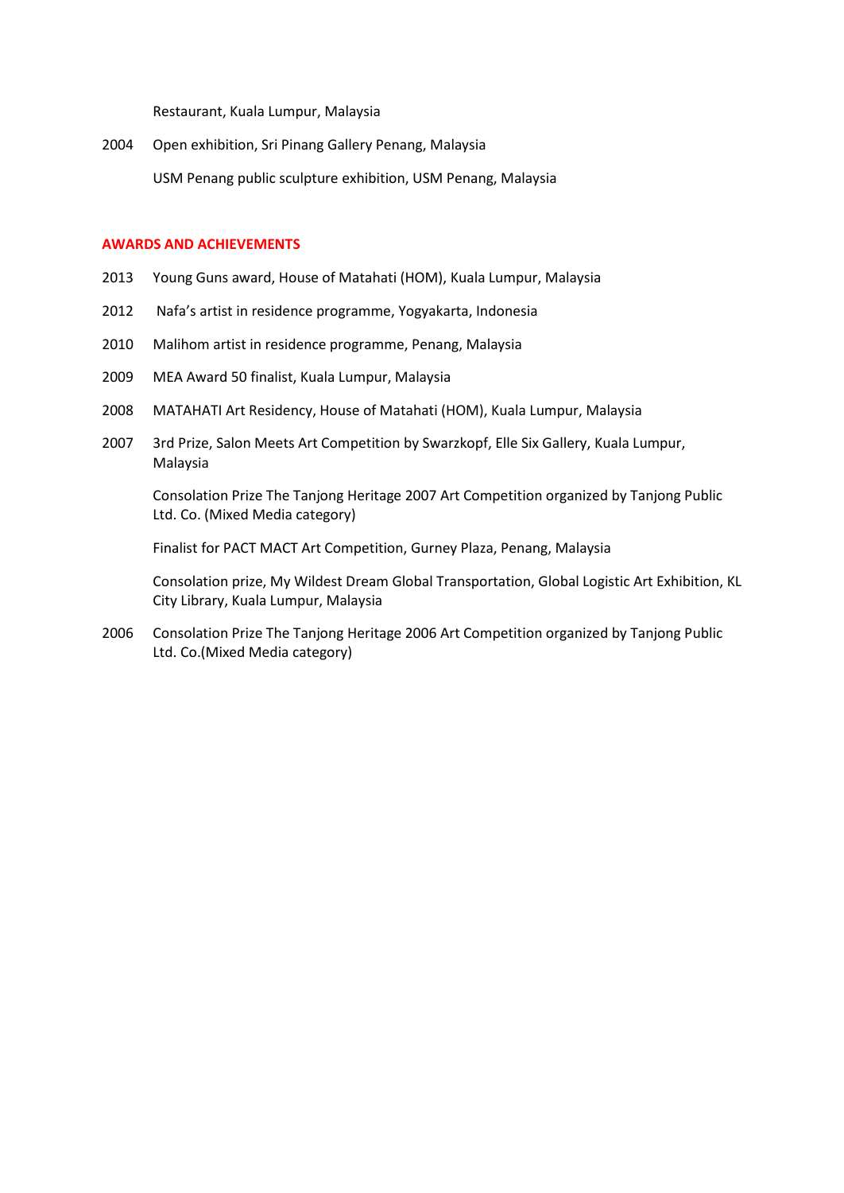Restaurant, Kuala Lumpur, Malaysia

2004 Open exhibition, Sri Pinang Gallery Penang, Malaysia

USM Penang public sculpture exhibition, USM Penang, Malaysia

## AWARDS AND ACHIEVEMENTS

2013 Young Guns award, House of Matahati (HOM), Kuala Lumpur, Malaysia

2012 Nafa's artist in residence programme, Yogyakarta, Indonesia

2010 Malihom artist in residence programme, Penang, Malaysia

2009 MEA Award 50 finalist, Kuala Lumpur, Malaysia

2008 MATAHATI Art Residency, House of Matahati (HOM), Kuala Lumpur, Malaysia

2007 3rd Prize, Salon Meets Art Competition by Swarzkopf, Elle Six Gallery, Kuala Lumpur, Malaysia

Consolation Prize The Tanjong Heritage 2007 Art Competition organized by Tanjong Public Ltd. Co. (Mixed Media category)

Finalist for PACT MACT Art Competition, Gurney Plaza, Penang, Malaysia

Consolation prize, My Wildest Dream Global Transportation, Global Logistic Art Exhibition, KL City Library, Kuala Lumpur, Malaysia

2006 Consolation Prize The Tanjong Heritage 2006 Art Competition organized by Tanjong Public Ltd. Co.(Mixed Media category)